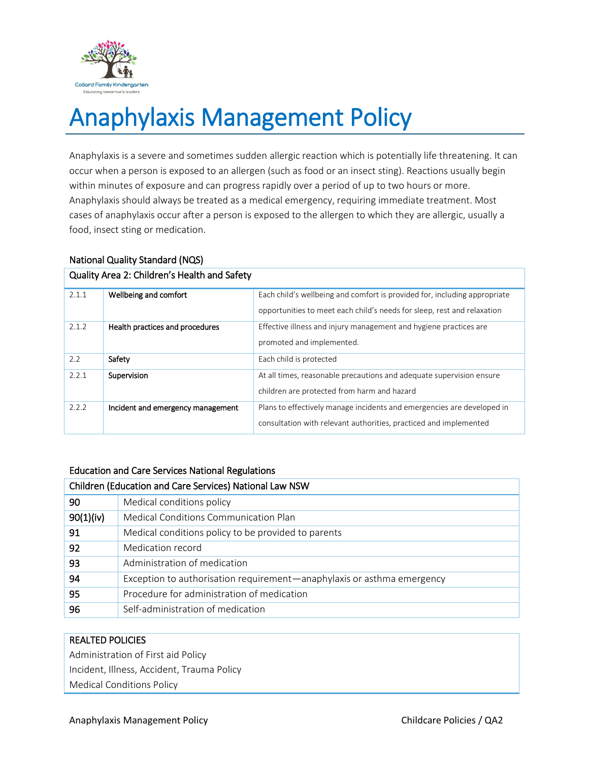# Anaphylaxis Management Policy

Anaphylaxis is a severe and sometimes sudden allergic reaction which is potentially life threatening. It can occur when a person is exposed to an allergen (such as food or an insect sting). Reactions usually begin within minutes of exposure and can progress rapidly over a period of up to two hours or more. Anaphylaxis should always be treated as a medical emergency, requiring immediate treatment. Most cases of anaphylaxis occur after a person is exposed to the allergen to which they are allergic, usually a food, insect sting or medication.

National Quality Standard (NQS)

| Quality Area 2: Children's Health and Safety | | |
|---|---|---|
| 2.1.1 | Wellbeing and comfort | Each child's wellbeing and comfort is provided for, including appropriate opportunities to meet each child's needs for sleep, rest and relaxation |
| 2.1.2 | Health practices and procedures | Effective illness and injury management and hygiene practices are promoted and implemented. |
| 2.2 | Safety | Each child is protected |
| 2.2.1 | Supervision | At all times, reasonable precautions and adequate supervision ensure children are protected from harm and hazard |
| 2.2.2 | Incident and emergency management | Plans to effectively manage incidents and emergencies are developed in consultation with relevant authorities, practiced and implemented |

Education and Care Services National Regulations

| Children (Education and Care Services) National Law NSW | |
|---|---|
| 90 | Medical conditions policy |
| 90(1)(iv) | Medical Conditions Communication Plan |
| 91 | Medical conditions policy to be provided to parents |
| 92 | Medication record |
| 93 | Administration of medication |
| 94 | Exception to authorisation requirement—anaphylaxis or asthma emergency |
| 95 | Procedure for administration of medication |
| 96 | Self-administration of medication |

| REALTED POLICIES |
|---|
| Administration of First aid Policy |
| Incident, Illness, Accident, Trauma Policy |
| Medical Conditions Policy |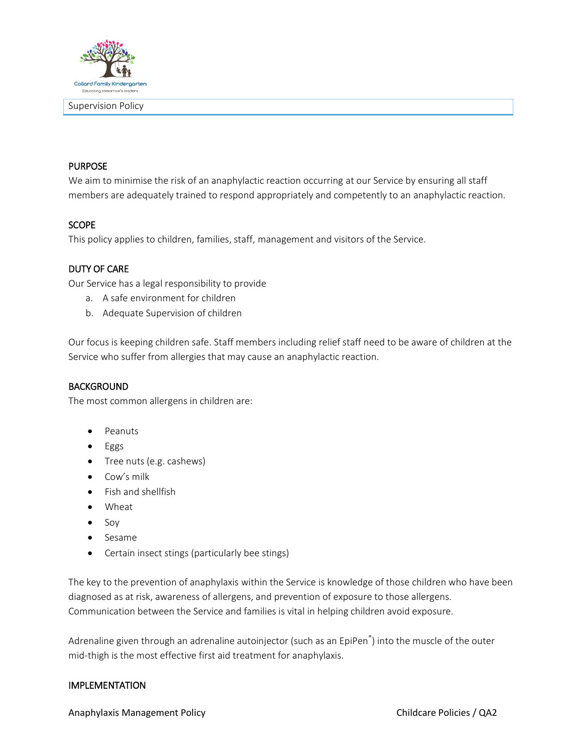## PURPOSE

We aim to minimise the risk of an anaphylactic reaction occurring at our Service by ensuring all staff members are adequately trained to respond appropriately and competently to an anaphylactic reaction.

## SCOPE

This policy applies to children, families, staff, management and visitors of the Service.

## DUTY OF CARE

Our Service has a legal responsibility to provide

a. A safe environment for children
b. Adequate Supervision of children

Our focus is keeping children safe. Staff members including relief staff need to be aware of children at the Service who suffer from allergies that may cause an anaphylactic reaction.

## BACKGROUND

The most common allergens in children are:

- Peanuts
- Eggs
- Tree nuts (e.g. cashews)
- Cow's milk
- Fish and shellfish
- Wheat
- Soy
- Sesame
- Certain insect stings (particularly bee stings)

The key to the prevention of anaphylaxis within the Service is knowledge of those children who have been diagnosed as at risk, awareness of allergens, and prevention of exposure to those allergens. Communication between the Service and families is vital in helping children avoid exposure.

Adrenaline given through an adrenaline autoinjector (such as an EpiPen®) into the muscle of the outer mid-thigh is the most effective first aid treatment for anaphylaxis.

## IMPLEMENTATION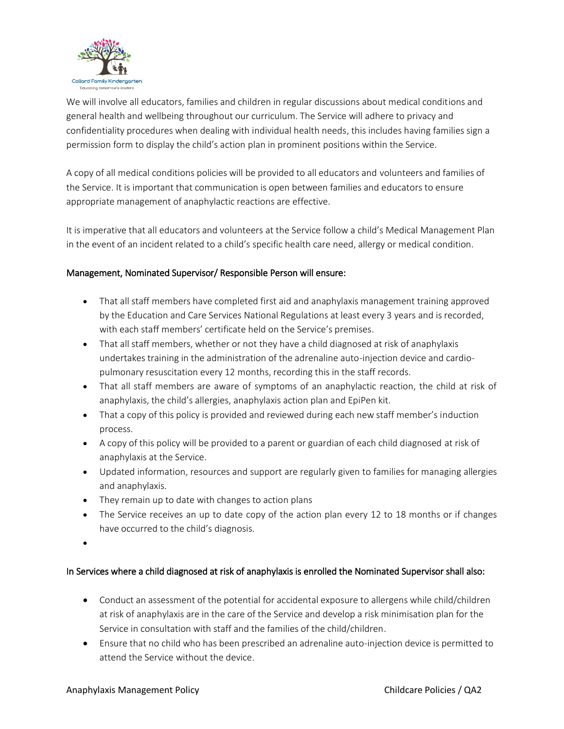We will involve all educators, families and children in regular discussions about medical conditions and general health and wellbeing throughout our curriculum. The Service will adhere to privacy and confidentiality procedures when dealing with individual health needs, this includes having families sign a permission form to display the child's action plan in prominent positions within the Service.

A copy of all medical conditions policies will be provided to all educators and volunteers and families of the Service. It is important that communication is open between families and educators to ensure appropriate management of anaphylactic reactions are effective.

It is imperative that all educators and volunteers at the Service follow a child's Medical Management Plan in the event of an incident related to a child's specific health care need, allergy or medical condition.

Management, Nominated Supervisor/ Responsible Person will ensure:

- That all staff members have completed first aid and anaphylaxis management training approved by the Education and Care Services National Regulations at least every 3 years and is recorded, with each staff members' certificate held on the Service's premises.
- That all staff members, whether or not they have a child diagnosed at risk of anaphylaxis undertakes training in the administration of the adrenaline auto-injection device and cardio-pulmonary resuscitation every 12 months, recording this in the staff records.
- That all staff members are aware of symptoms of an anaphylactic reaction, the child at risk of anaphylaxis, the child's allergies, anaphylaxis action plan and EpiPen kit.
- That a copy of this policy is provided and reviewed during each new staff member's induction process.
- A copy of this policy will be provided to a parent or guardian of each child diagnosed at risk of anaphylaxis at the Service.
- Updated information, resources and support are regularly given to families for managing allergies and anaphylaxis.
- They remain up to date with changes to action plans
- The Service receives an up to date copy of the action plan every 12 to 18 months or if changes have occurred to the child's diagnosis.

In Services where a child diagnosed at risk of anaphylaxis is enrolled the Nominated Supervisor shall also:

- Conduct an assessment of the potential for accidental exposure to allergens while child/children at risk of anaphylaxis are in the care of the Service and develop a risk minimisation plan for the Service in consultation with staff and the families of the child/children.
- Ensure that no child who has been prescribed an adrenaline auto-injection device is permitted to attend the Service without the device.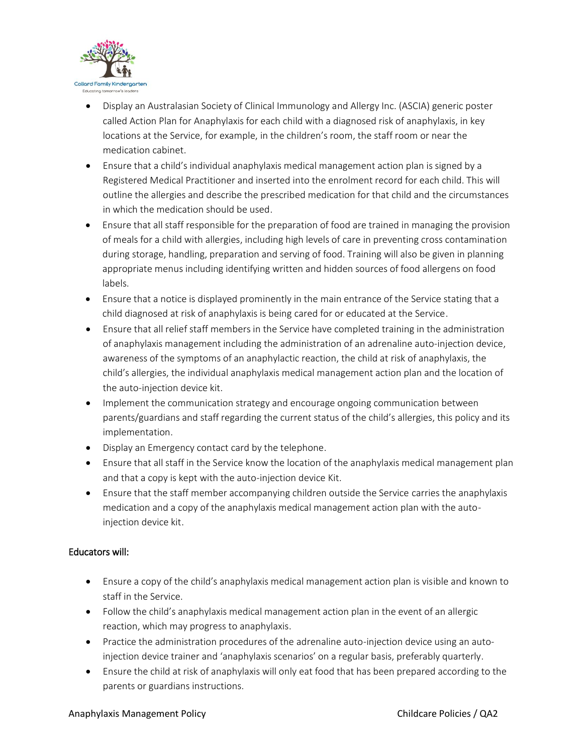- Display an Australasian Society of Clinical Immunology and Allergy Inc. (ASCIA) generic poster called Action Plan for Anaphylaxis for each child with a diagnosed risk of anaphylaxis, in key locations at the Service, for example, in the children's room, the staff room or near the medication cabinet.
- Ensure that a child's individual anaphylaxis medical management action plan is signed by a Registered Medical Practitioner and inserted into the enrolment record for each child. This will outline the allergies and describe the prescribed medication for that child and the circumstances in which the medication should be used.
- Ensure that all staff responsible for the preparation of food are trained in managing the provision of meals for a child with allergies, including high levels of care in preventing cross contamination during storage, handling, preparation and serving of food. Training will also be given in planning appropriate menus including identifying written and hidden sources of food allergens on food labels.
- Ensure that a notice is displayed prominently in the main entrance of the Service stating that a child diagnosed at risk of anaphylaxis is being cared for or educated at the Service.
- Ensure that all relief staff members in the Service have completed training in the administration of anaphylaxis management including the administration of an adrenaline auto-injection device, awareness of the symptoms of an anaphylactic reaction, the child at risk of anaphylaxis, the child's allergies, the individual anaphylaxis medical management action plan and the location of the auto-injection device kit.
- Implement the communication strategy and encourage ongoing communication between parents/guardians and staff regarding the current status of the child's allergies, this policy and its implementation.
- Display an Emergency contact card by the telephone.
- Ensure that all staff in the Service know the location of the anaphylaxis medical management plan and that a copy is kept with the auto-injection device Kit.
- Ensure that the staff member accompanying children outside the Service carries the anaphylaxis medication and a copy of the anaphylaxis medical management action plan with the auto-injection device kit.

### Educators will:

- Ensure a copy of the child's anaphylaxis medical management action plan is visible and known to staff in the Service.
- Follow the child's anaphylaxis medical management action plan in the event of an allergic reaction, which may progress to anaphylaxis.
- Practice the administration procedures of the adrenaline auto-injection device using an auto-injection device trainer and 'anaphylaxis scenarios' on a regular basis, preferably quarterly.
- Ensure the child at risk of anaphylaxis will only eat food that has been prepared according to the parents or guardians instructions.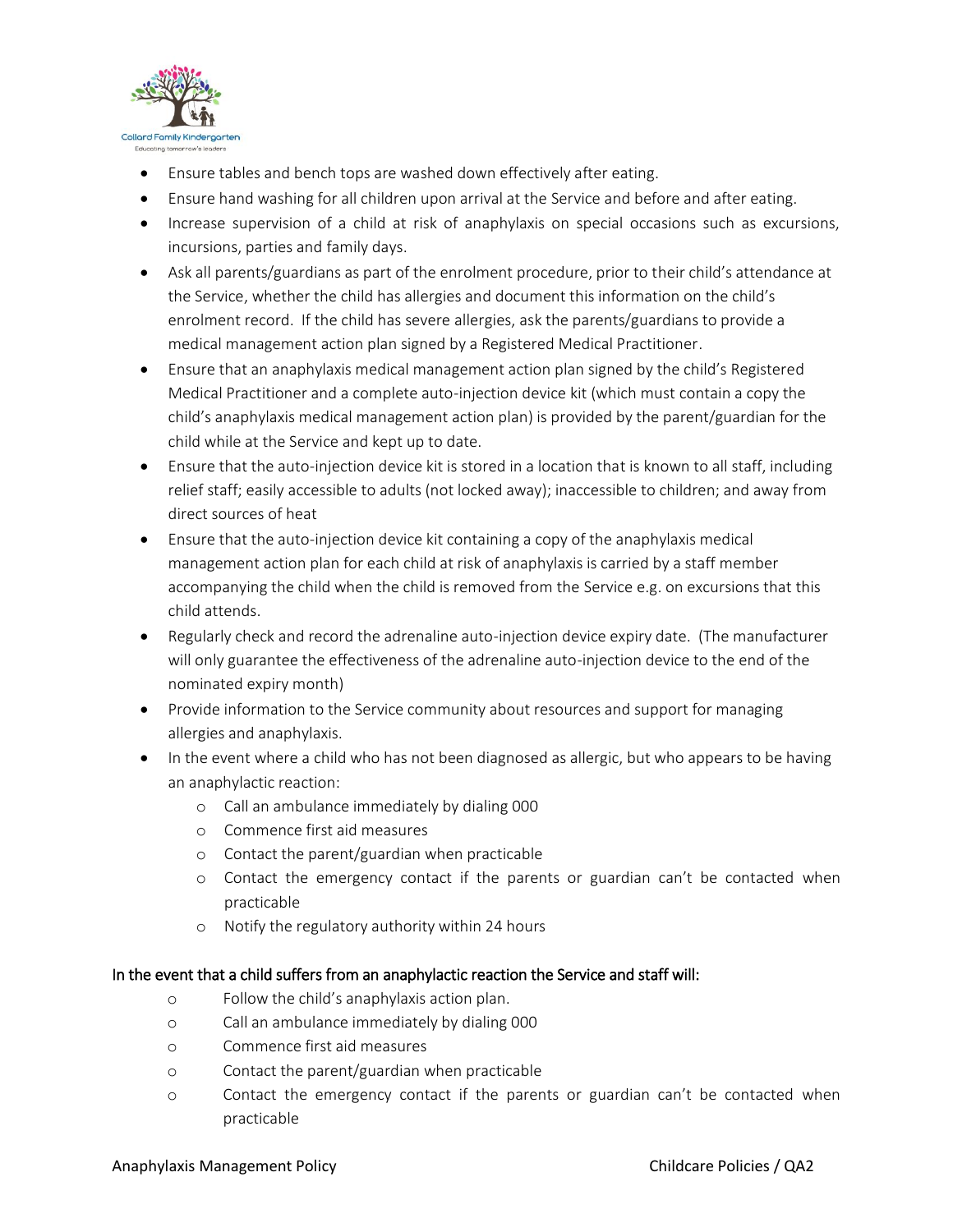- Ensure tables and bench tops are washed down effectively after eating.
- Ensure hand washing for all children upon arrival at the Service and before and after eating.
- Increase supervision of a child at risk of anaphylaxis on special occasions such as excursions, incursions, parties and family days.
- Ask all parents/guardians as part of the enrolment procedure, prior to their child's attendance at the Service, whether the child has allergies and document this information on the child's enrolment record. If the child has severe allergies, ask the parents/guardians to provide a medical management action plan signed by a Registered Medical Practitioner.
- Ensure that an anaphylaxis medical management action plan signed by the child's Registered Medical Practitioner and a complete auto-injection device kit (which must contain a copy the child's anaphylaxis medical management action plan) is provided by the parent/guardian for the child while at the Service and kept up to date.
- Ensure that the auto-injection device kit is stored in a location that is known to all staff, including relief staff; easily accessible to adults (not locked away); inaccessible to children; and away from direct sources of heat
- Ensure that the auto-injection device kit containing a copy of the anaphylaxis medical management action plan for each child at risk of anaphylaxis is carried by a staff member accompanying the child when the child is removed from the Service e.g. on excursions that this child attends.
- Regularly check and record the adrenaline auto-injection device expiry date. (The manufacturer will only guarantee the effectiveness of the adrenaline auto-injection device to the end of the nominated expiry month)
- Provide information to the Service community about resources and support for managing allergies and anaphylaxis.
- In the event where a child who has not been diagnosed as allergic, but who appears to be having an anaphylactic reaction:
  - Call an ambulance immediately by dialing 000
  - Commence first aid measures
  - Contact the parent/guardian when practicable
  - Contact the emergency contact if the parents or guardian can't be contacted when practicable
  - Notify the regulatory authority within 24 hours

In the event that a child suffers from an anaphylactic reaction the Service and staff will:

- Follow the child's anaphylaxis action plan.
- Call an ambulance immediately by dialing 000
- Commence first aid measures
- Contact the parent/guardian when practicable
- Contact the emergency contact if the parents or guardian can't be contacted when practicable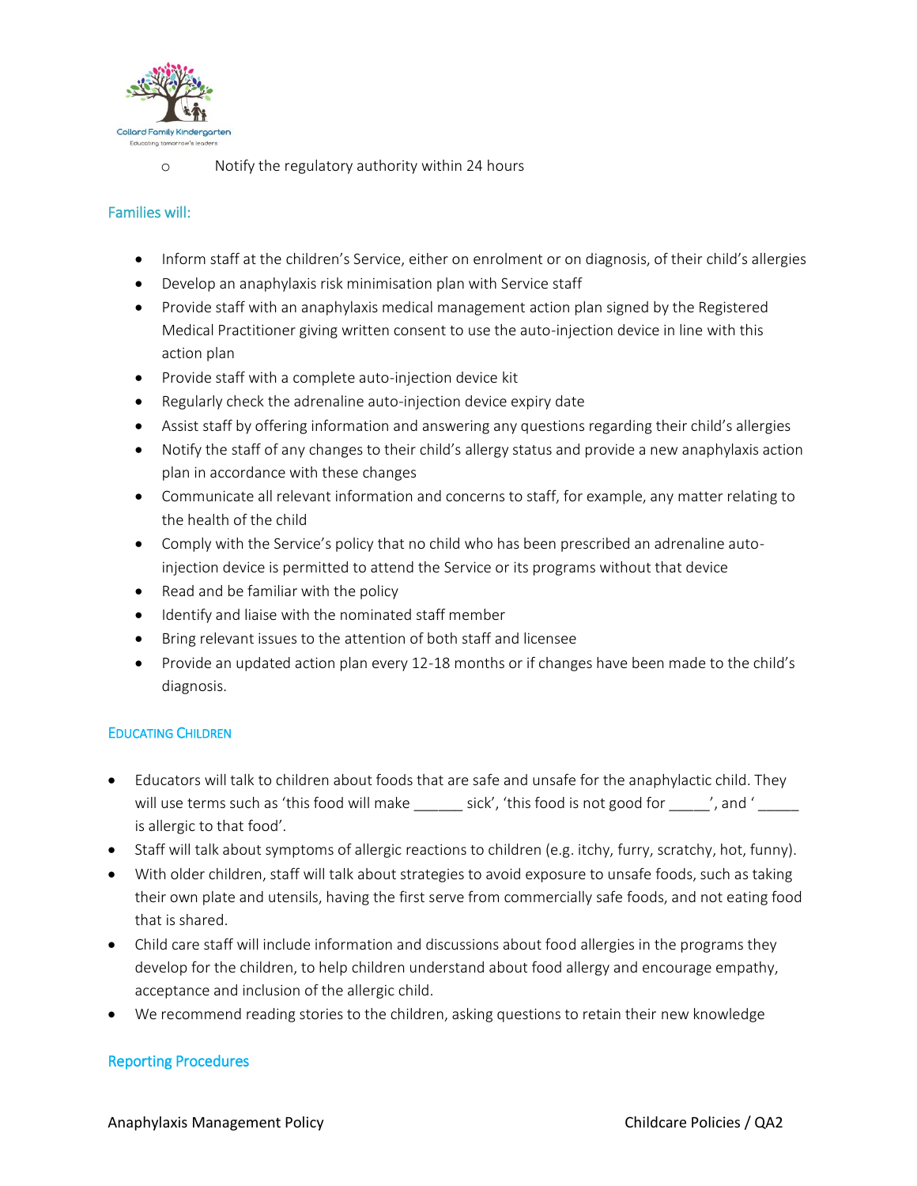- Notify the regulatory authority within 24 hours

### Families will:

- Inform staff at the children's Service, either on enrolment or on diagnosis, of their child's allergies
- Develop an anaphylaxis risk minimisation plan with Service staff
- Provide staff with an anaphylaxis medical management action plan signed by the Registered Medical Practitioner giving written consent to use the auto-injection device in line with this action plan
- Provide staff with a complete auto-injection device kit
- Regularly check the adrenaline auto-injection device expiry date
- Assist staff by offering information and answering any questions regarding their child's allergies
- Notify the staff of any changes to their child's allergy status and provide a new anaphylaxis action plan in accordance with these changes
- Communicate all relevant information and concerns to staff, for example, any matter relating to the health of the child
- Comply with the Service's policy that no child who has been prescribed an adrenaline auto-injection device is permitted to attend the Service or its programs without that device
- Read and be familiar with the policy
- Identify and liaise with the nominated staff member
- Bring relevant issues to the attention of both staff and licensee
- Provide an updated action plan every 12-18 months or if changes have been made to the child's diagnosis.

### Educating Children

- Educators will talk to children about foods that are safe and unsafe for the anaphylactic child. They will use terms such as 'this food will make ______ sick', 'this food is not good for _____', and '_____ is allergic to that food'.
- Staff will talk about symptoms of allergic reactions to children (e.g. itchy, furry, scratchy, hot, funny).
- With older children, staff will talk about strategies to avoid exposure to unsafe foods, such as taking their own plate and utensils, having the first serve from commercially safe foods, and not eating food that is shared.
- Child care staff will include information and discussions about food allergies in the programs they develop for the children, to help children understand about food allergy and encourage empathy, acceptance and inclusion of the allergic child.
- We recommend reading stories to the children, asking questions to retain their new knowledge

### Reporting Procedures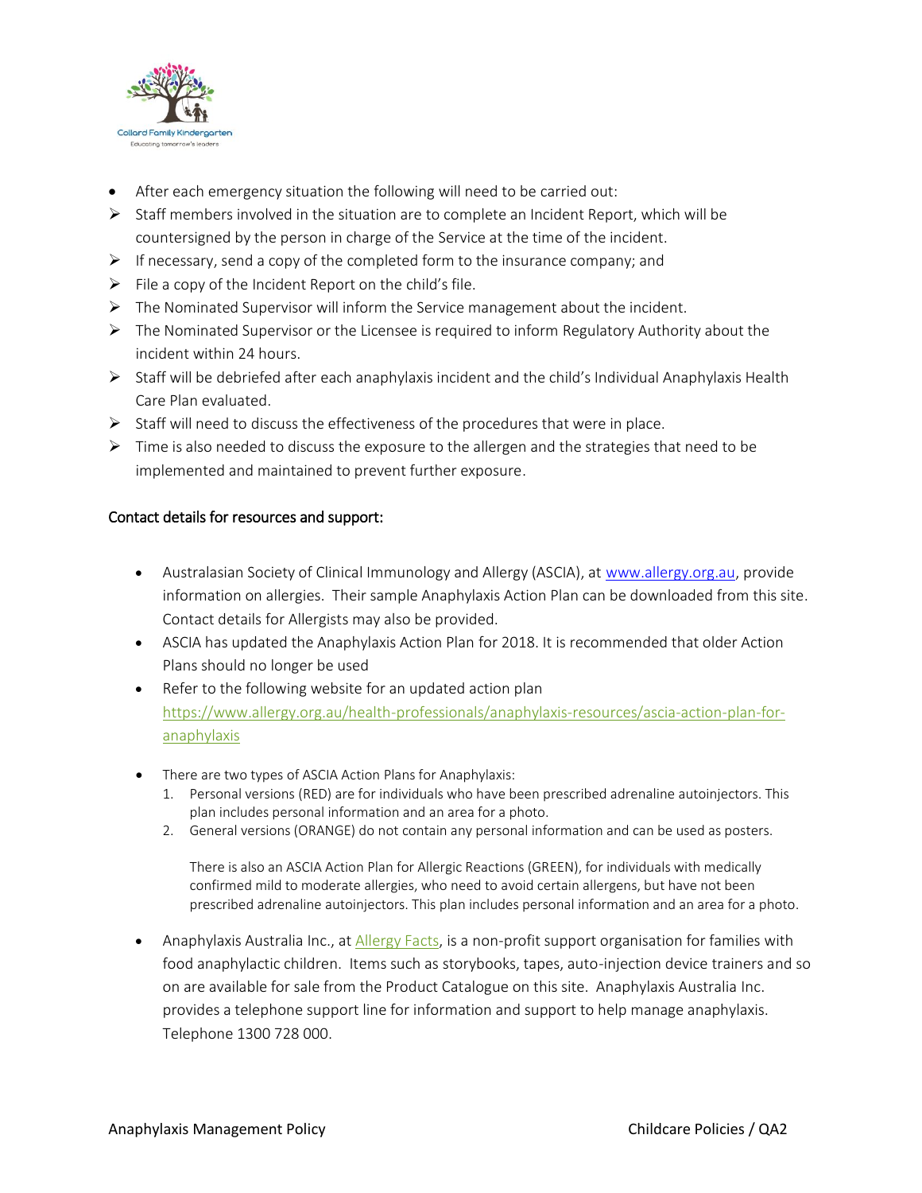- After each emergency situation the following will need to be carried out:
  - Staff members involved in the situation are to complete an Incident Report, which will be countersigned by the person in charge of the Service at the time of the incident.
  - If necessary, send a copy of the completed form to the insurance company; and
  - File a copy of the Incident Report on the child's file.
  - The Nominated Supervisor will inform the Service management about the incident.
  - The Nominated Supervisor or the Licensee is required to inform Regulatory Authority about the incident within 24 hours.
  - Staff will be debriefed after each anaphylaxis incident and the child's Individual Anaphylaxis Health Care Plan evaluated.
  - Staff will need to discuss the effectiveness of the procedures that were in place.
  - Time is also needed to discuss the exposure to the allergen and the strategies that need to be implemented and maintained to prevent further exposure.

**Contact details for resources and support:**

- Australasian Society of Clinical Immunology and Allergy (ASCIA), at [www.allergy.org.au](http://www.allergy.org.au), provide information on allergies. Their sample Anaphylaxis Action Plan can be downloaded from this site. Contact details for Allergists may also be provided.
- ASCIA has updated the Anaphylaxis Action Plan for 2018. It is recommended that older Action Plans should no longer be used
- Refer to the following website for an updated action plan [https://www.allergy.org.au/health-professionals/anaphylaxis-resources/ascia-action-plan-for-anaphylaxis](https://www.allergy.org.au/health-professionals/anaphylaxis-resources/ascia-action-plan-for-anaphylaxis)
- There are two types of ASCIA Action Plans for Anaphylaxis:
  1. Personal versions (RED) are for individuals who have been prescribed adrenaline autoinjectors. This plan includes personal information and an area for a photo.
  2. General versions (ORANGE) do not contain any personal information and can be used as posters.

  There is also an ASCIA Action Plan for Allergic Reactions (GREEN), for individuals with medically confirmed mild to moderate allergies, who need to avoid certain allergens, but have not been prescribed adrenaline autoinjectors. This plan includes personal information and an area for a photo.

- Anaphylaxis Australia Inc., at Allergy Facts, is a non-profit support organisation for families with food anaphylactic children. Items such as storybooks, tapes, auto-injection device trainers and so on are available for sale from the Product Catalogue on this site. Anaphylaxis Australia Inc. provides a telephone support line for information and support to help manage anaphylaxis. Telephone 1300 728 000.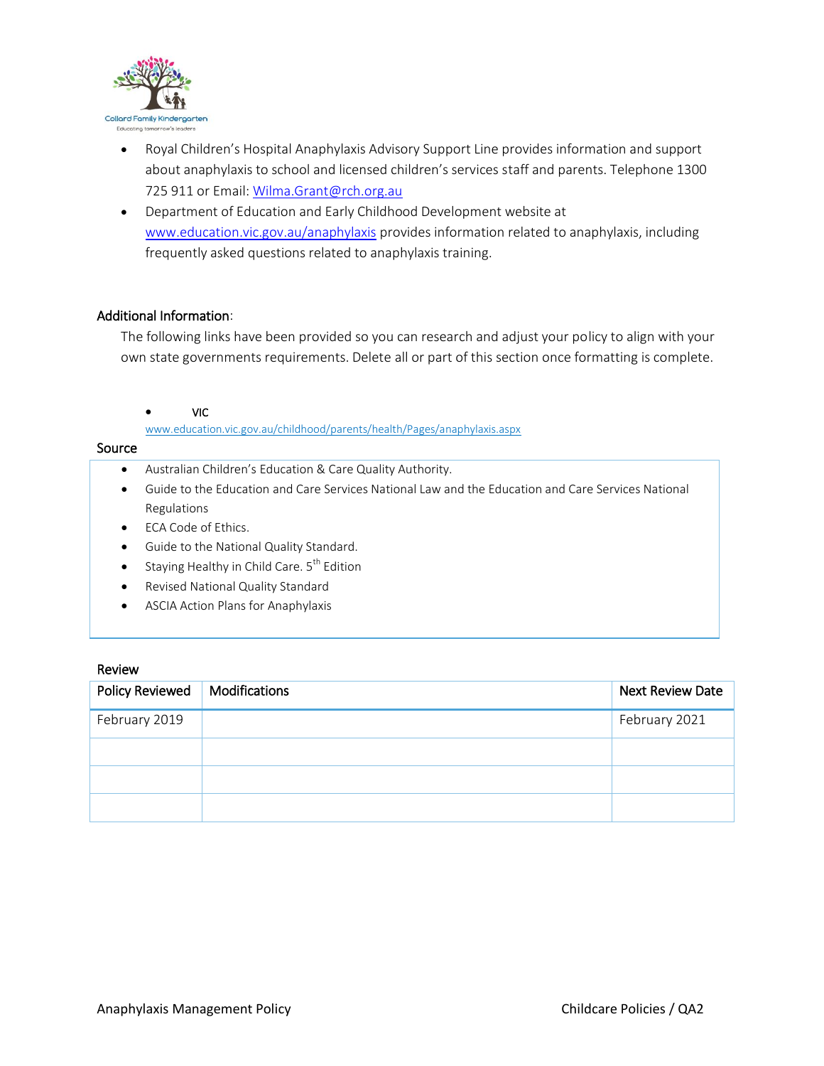- Royal Children's Hospital Anaphylaxis Advisory Support Line provides information and support about anaphylaxis to school and licensed children's services staff and parents. Telephone 1300 725 911 or Email: Wilma.Grant@rch.org.au
- Department of Education and Early Childhood Development website at www.education.vic.gov.au/anaphylaxis provides information related to anaphylaxis, including frequently asked questions related to anaphylaxis training.

## Additional Information:

The following links have been provided so you can research and adjust your policy to align with your own state governments requirements. Delete all or part of this section once formatting is complete.

- VIC

www.education.vic.gov.au/childhood/parents/health/Pages/anaphylaxis.aspx

## Source

- Australian Children's Education & Care Quality Authority.
- Guide to the Education and Care Services National Law and the Education and Care Services National Regulations
- ECA Code of Ethics.
- Guide to the National Quality Standard.
- Staying Healthy in Child Care. 5th Edition
- Revised National Quality Standard
- ASCIA Action Plans for Anaphylaxis

## Review

| Policy Reviewed | Modifications | Next Review Date |
|---|---|---|
| February 2019 | | February 2021 |
| | | |
| | | |
| | | |